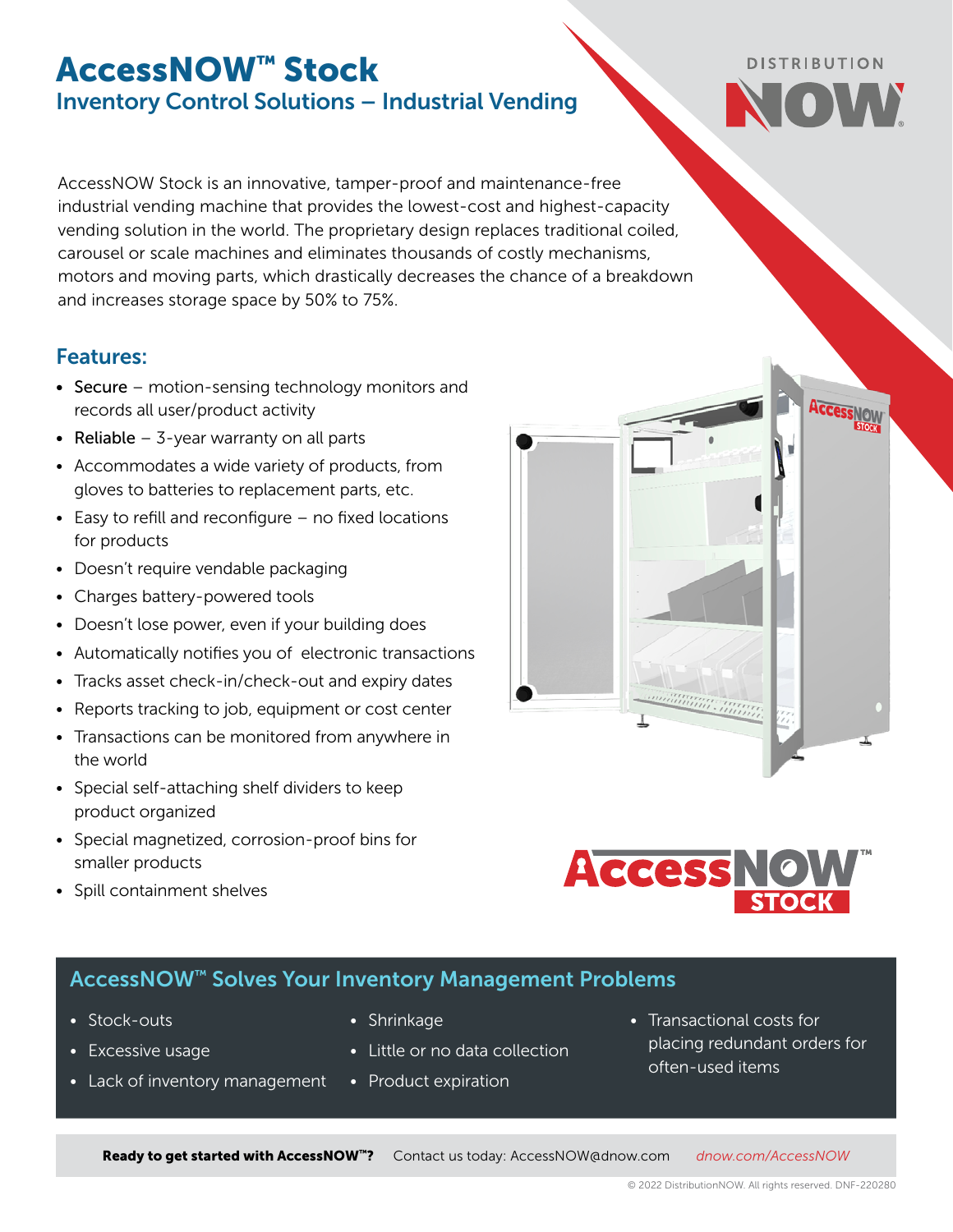# AccessNOW™ Stock

## Inventory Control Solutions – Industrial Vending

AccessNOW Stock is an innovative, tamper-proof and maintenance-free industrial vending machine that provides the lowest-cost and highest-capacity vending solution in the world. The proprietary design replaces traditional coiled, carousel or scale machines and eliminates thousands of costly mechanisms, motors and moving parts, which drastically decreases the chance of a breakdown and increases storage space by 50% to 75%.

## Features:

- **Secure** – motion-sensing technology monitors and records all user/product activity
- **Reliable** – 3-year warranty on all parts
- Accommodates a wide variety of products, from gloves to batteries to replacement parts, etc.
- Easy to refill and reconfigure – no fixed locations for products
- Doesn't require vendable packaging
- Charges battery-powered tools
- Doesn't lose power, even if your building does
- Automatically notifies you of electronic transactions
- Tracks asset check-in/check-out and expiry dates
- Reports tracking to job, equipment or cost center
- Transactions can be monitored from anywhere in the world
- Special self-attaching shelf dividers to keep product organized
- Special magnetized, corrosion-proof bins for smaller products
- Spill containment shelves

## AccessNOW™ Solves Your Inventory Management Problems

- Stock-outs
- Excessive usage
- Lack of inventory management
- Shrinkage
- Little or no data collection
- Product expiration
- Transactional costs for placing redundant orders for often-used items

**Ready to get started with AccessNOW™?** Contact us today: AccessNOW@dnow.com *dnow.com/AccessNOW*

© 2022 DistributionNOW. All rights reserved. DNF-220280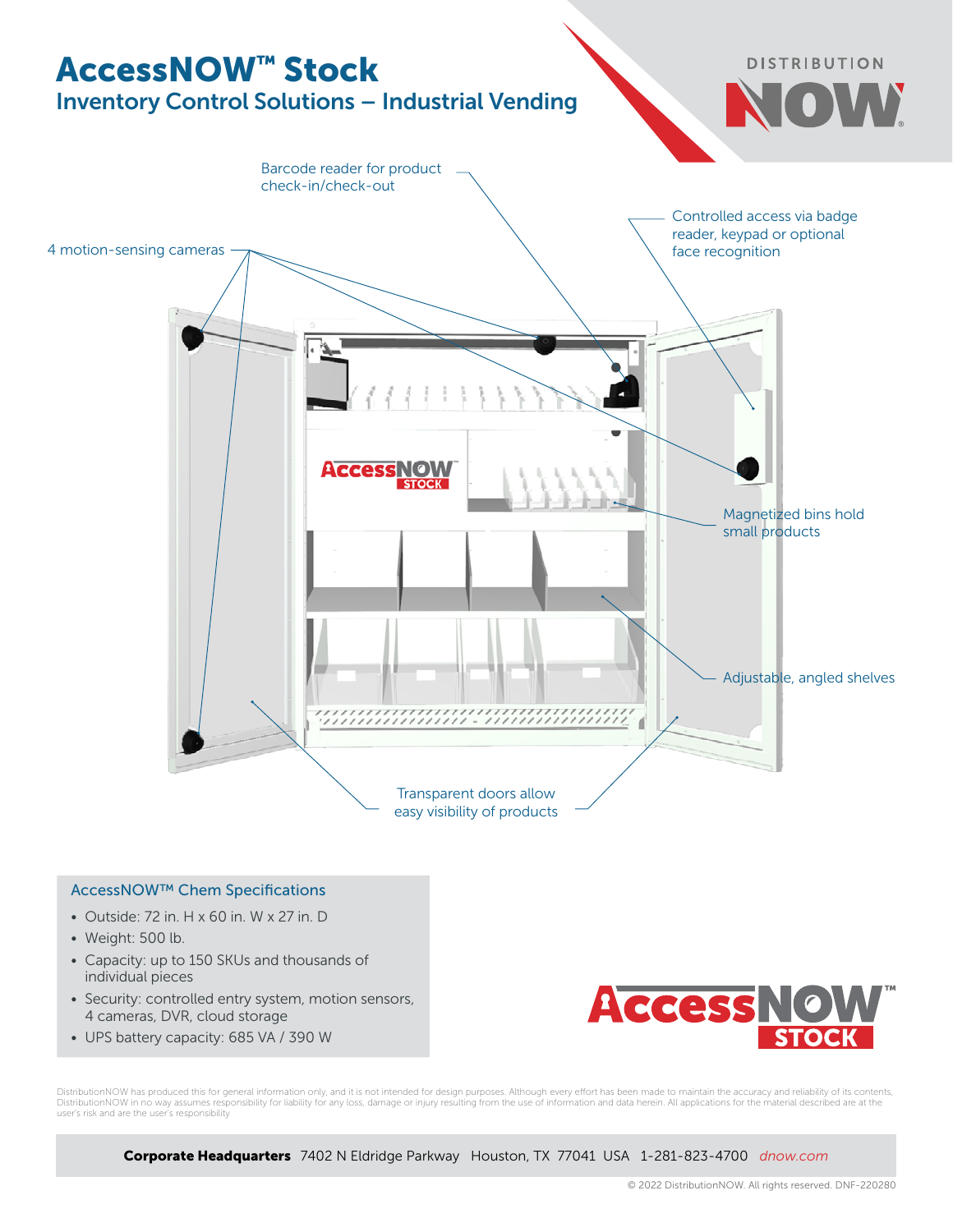# AccessNOW™ Stock

## Inventory Control Solutions – Industrial Vending

DISTRIBUTION NOW

Barcode reader for product check-in/check-out

Controlled access via badge reader, keypad or optional face recognition

4 motion-sensing cameras

Magnetized bins hold small products

Adjustable, angled shelves

Transparent doors allow easy visibility of products

### AccessNOW™ Chem Specifications

- Outside: 72 in. H x 60 in. W x 27 in. D
- Weight: 500 lb.
- Capacity: up to 150 SKUs and thousands of individual pieces
- Security: controlled entry system, motion sensors, 4 cameras, DVR, cloud storage
- UPS battery capacity: 685 VA / 390 W

AccessNOW™ STOCK

DistributionNOW has produced this for general information only, and it is not intended for design purposes. Although every effort has been made to maintain the accuracy and reliability of its contents, DistributionNOW in no way assumes responsibility for liability for any loss, damage or injury resulting from the use of information and data herein. All applications for the material described are at the user's risk and are the user's responsibility

**Corporate Headquarters** 7402 N Eldridge Parkway Houston, TX 77041 USA 1-281-823-4700 *dnow.com*

© 2022 DistributionNOW. All rights reserved. DNF-220280